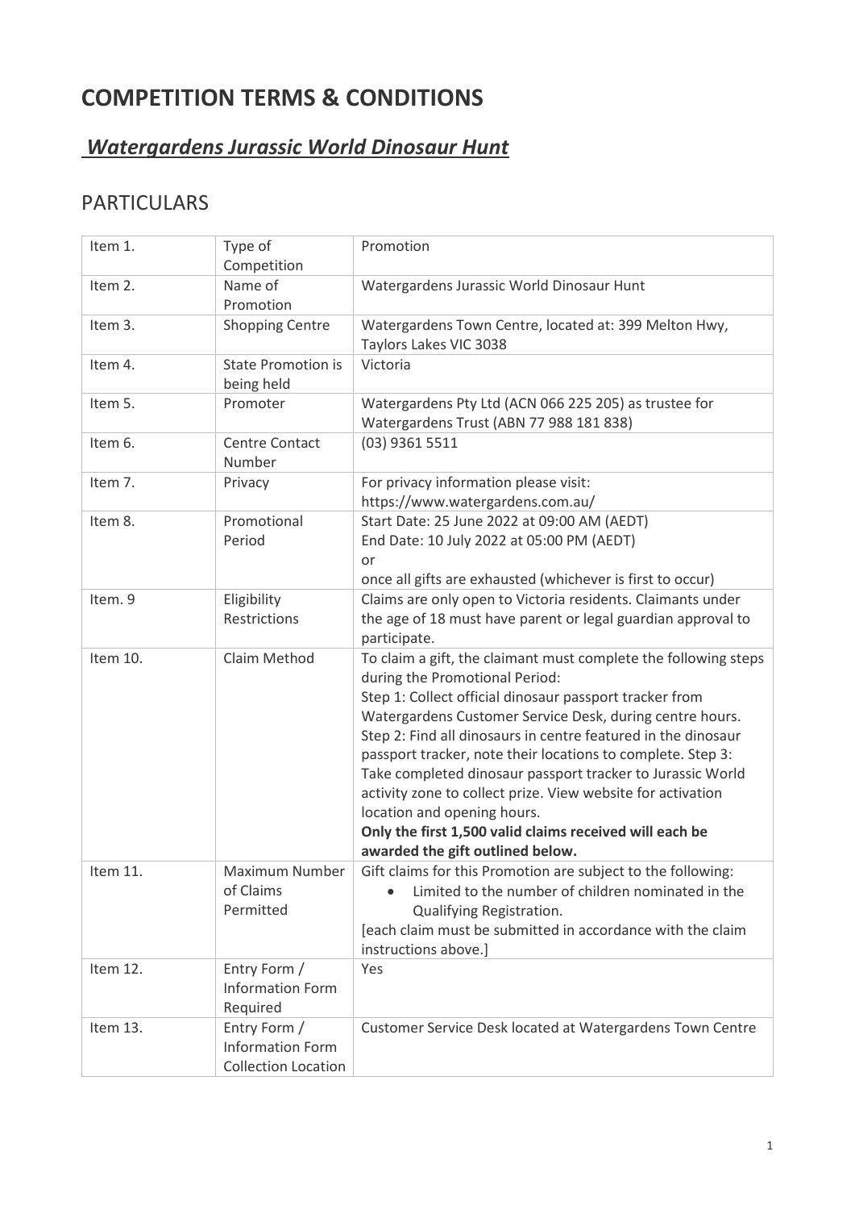# COMPETITION TERMS & CONDITIONS

## ***Watergardens Jurassic World Dinosaur Hunt***

## PARTICULARS

| Item 1. | Type of Competition | Promotion |
|---|---|---|
| Item 2. | Name of Promotion | Watergardens Jurassic World Dinosaur Hunt |
| Item 3. | Shopping Centre | Watergardens Town Centre, located at: 399 Melton Hwy, Taylors Lakes VIC 3038 |
| Item 4. | State Promotion is being held | Victoria |
| Item 5. | Promoter | Watergardens Pty Ltd (ACN 066 225 205) as trustee for Watergardens Trust (ABN 77 988 181 838) |
| Item 6. | Centre Contact Number | (03) 9361 5511 |
| Item 7. | Privacy | For privacy information please visit: https://www.watergardens.com.au/ |
| Item 8. | Promotional Period | Start Date: 25 June 2022 at 09:00 AM (AEDT)<br>End Date: 10 July 2022 at 05:00 PM (AEDT)<br>or<br>once all gifts are exhausted (whichever is first to occur) |
| Item. 9 | Eligibility Restrictions | Claims are only open to Victoria residents. Claimants under the age of 18 must have parent or legal guardian approval to participate. |
| Item 10. | Claim Method | To claim a gift, the claimant must complete the following steps during the Promotional Period:<br>Step 1: Collect official dinosaur passport tracker from Watergardens Customer Service Desk, during centre hours.<br>Step 2: Find all dinosaurs in centre featured in the dinosaur passport tracker, note their locations to complete. Step 3: Take completed dinosaur passport tracker to Jurassic World activity zone to collect prize. View website for activation location and opening hours.<br>**Only the first 1,500 valid claims received will each be awarded the gift outlined below.** |
| Item 11. | Maximum Number of Claims Permitted | Gift claims for this Promotion are subject to the following:<br>• Limited to the number of children nominated in the Qualifying Registration.<br>[each claim must be submitted in accordance with the claim instructions above.] |
| Item 12. | Entry Form / Information Form Required | Yes |
| Item 13. | Entry Form / Information Form Collection Location | Customer Service Desk located at Watergardens Town Centre |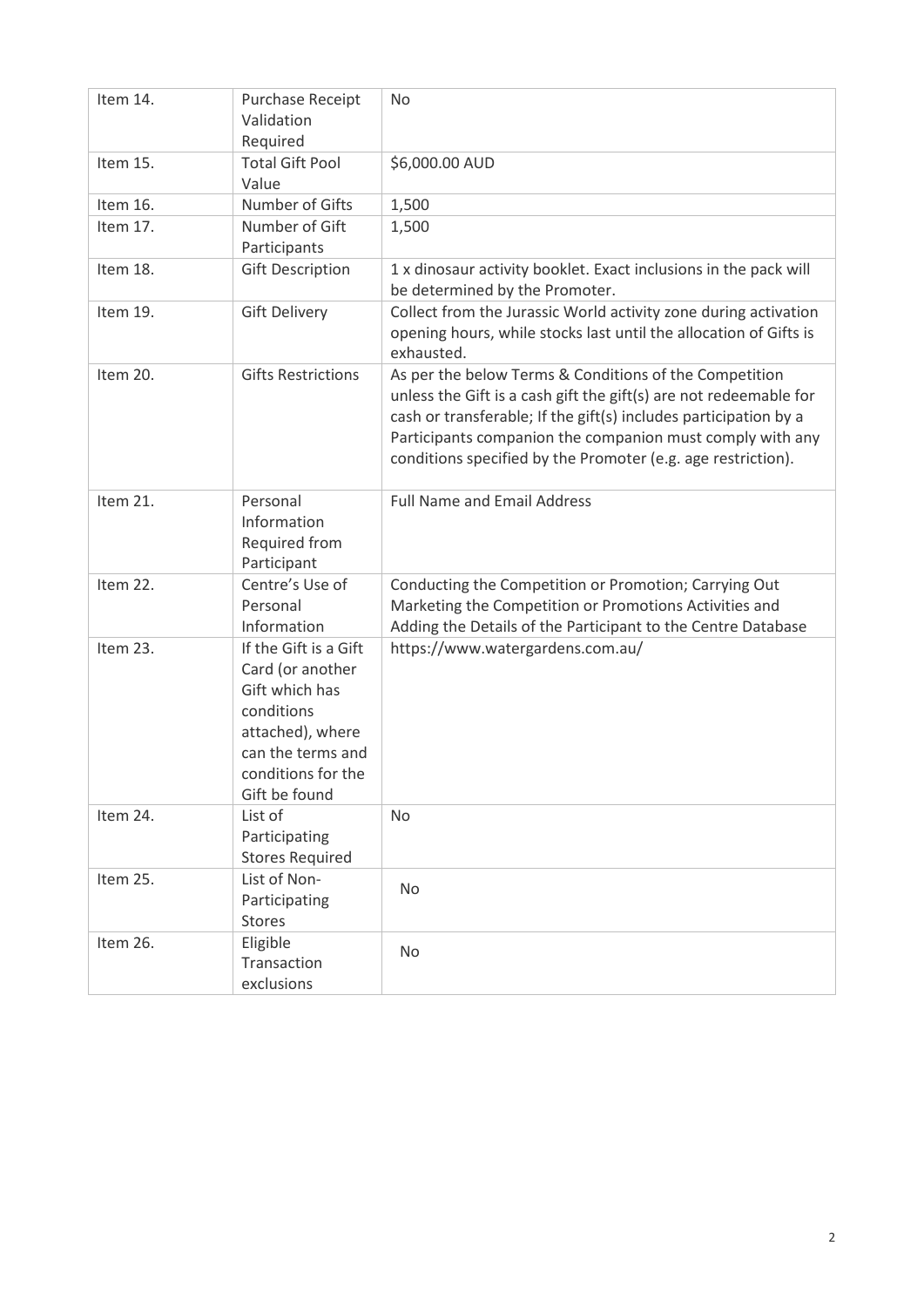| Item 14. | Purchase Receipt Validation Required | No |
| --- | --- | --- |
| Item 15. | Total Gift Pool Value | $6,000.00 AUD |
| Item 16. | Number of Gifts | 1,500 |
| Item 17. | Number of Gift Participants | 1,500 |
| Item 18. | Gift Description | 1 x dinosaur activity booklet. Exact inclusions in the pack will be determined by the Promoter. |
| Item 19. | Gift Delivery | Collect from the Jurassic World activity zone during activation opening hours, while stocks last until the allocation of Gifts is exhausted. |
| Item 20. | Gifts Restrictions | As per the below Terms & Conditions of the Competition unless the Gift is a cash gift the gift(s) are not redeemable for cash or transferable; If the gift(s) includes participation by a Participants companion the companion must comply with any conditions specified by the Promoter (e.g. age restriction). |
| Item 21. | Personal Information Required from Participant | Full Name and Email Address |
| Item 22. | Centre's Use of Personal Information | Conducting the Competition or Promotion; Carrying Out Marketing the Competition or Promotions Activities and Adding the Details of the Participant to the Centre Database |
| Item 23. | If the Gift is a Gift Card (or another Gift which has conditions attached), where can the terms and conditions for the Gift be found | https://www.watergardens.com.au/ |
| Item 24. | List of Participating Stores Required | No |
| Item 25. | List of Non-Participating Stores | No |
| Item 26. | Eligible Transaction exclusions | No |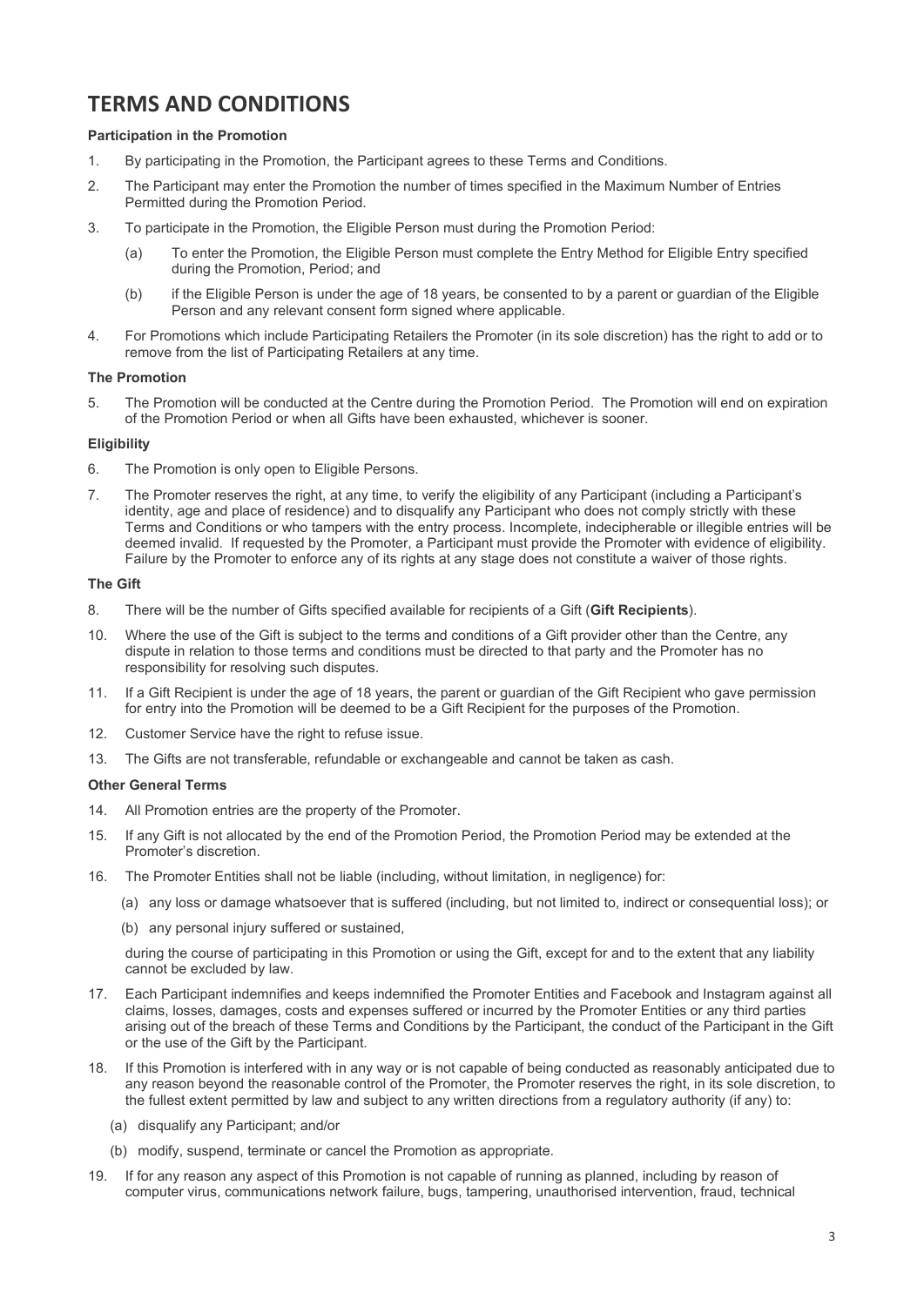# TERMS AND CONDITIONS

**Participation in the Promotion**

1. By participating in the Promotion, the Participant agrees to these Terms and Conditions.
2. The Participant may enter the Promotion the number of times specified in the Maximum Number of Entries Permitted during the Promotion Period.
3. To participate in the Promotion, the Eligible Person must during the Promotion Period:
   (a) To enter the Promotion, the Eligible Person must complete the Entry Method for Eligible Entry specified during the Promotion, Period; and
   (b) if the Eligible Person is under the age of 18 years, be consented to by a parent or guardian of the Eligible Person and any relevant consent form signed where applicable.
4. For Promotions which include Participating Retailers the Promoter (in its sole discretion) has the right to add or to remove from the list of Participating Retailers at any time.

**The Promotion**

5. The Promotion will be conducted at the Centre during the Promotion Period. The Promotion will end on expiration of the Promotion Period or when all Gifts have been exhausted, whichever is sooner.

**Eligibility**

6. The Promotion is only open to Eligible Persons.
7. The Promoter reserves the right, at any time, to verify the eligibility of any Participant (including a Participant's identity, age and place of residence) and to disqualify any Participant who does not comply strictly with these Terms and Conditions or who tampers with the entry process. Incomplete, indecipherable or illegible entries will be deemed invalid. If requested by the Promoter, a Participant must provide the Promoter with evidence of eligibility. Failure by the Promoter to enforce any of its rights at any stage does not constitute a waiver of those rights.

**The Gift**

8. There will be the number of Gifts specified available for recipients of a Gift (**Gift Recipients**).

10. Where the use of the Gift is subject to the terms and conditions of a Gift provider other than the Centre, any dispute in relation to those terms and conditions must be directed to that party and the Promoter has no responsibility for resolving such disputes.
11. If a Gift Recipient is under the age of 18 years, the parent or guardian of the Gift Recipient who gave permission for entry into the Promotion will be deemed to be a Gift Recipient for the purposes of the Promotion.
12. Customer Service have the right to refuse issue.
13. The Gifts are not transferable, refundable or exchangeable and cannot be taken as cash.

**Other General Terms**

14. All Promotion entries are the property of the Promoter.
15. If any Gift is not allocated by the end of the Promotion Period, the Promotion Period may be extended at the Promoter's discretion.
16. The Promoter Entities shall not be liable (including, without limitation, in negligence) for:
    (a) any loss or damage whatsoever that is suffered (including, but not limited to, indirect or consequential loss); or
    (b) any personal injury suffered or sustained,

    during the course of participating in this Promotion or using the Gift, except for and to the extent that any liability cannot be excluded by law.
17. Each Participant indemnifies and keeps indemnified the Promoter Entities and Facebook and Instagram against all claims, losses, damages, costs and expenses suffered or incurred by the Promoter Entities or any third parties arising out of the breach of these Terms and Conditions by the Participant, the conduct of the Participant in the Gift or the use of the Gift by the Participant.
18. If this Promotion is interfered with in any way or is not capable of being conducted as reasonably anticipated due to any reason beyond the reasonable control of the Promoter, the Promoter reserves the right, in its sole discretion, to the fullest extent permitted by law and subject to any written directions from a regulatory authority (if any) to:
    (a) disqualify any Participant; and/or
    (b) modify, suspend, terminate or cancel the Promotion as appropriate.
19. If for any reason any aspect of this Promotion is not capable of running as planned, including by reason of computer virus, communications network failure, bugs, tampering, unauthorised intervention, fraud, technical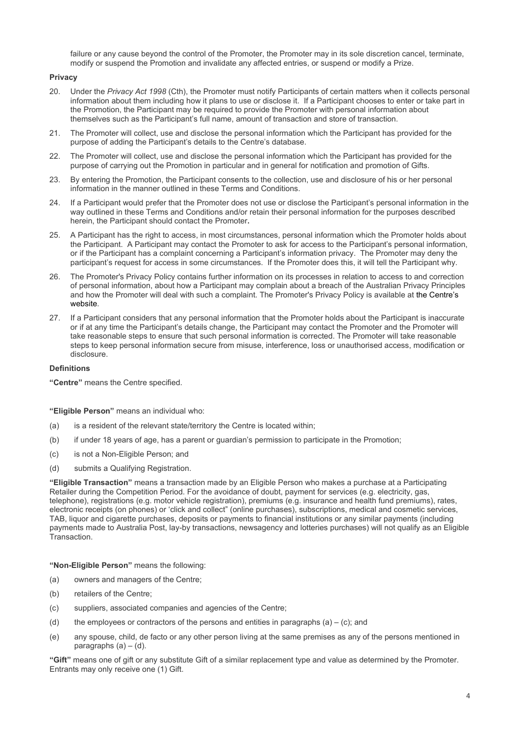failure or any cause beyond the control of the Promoter, the Promoter may in its sole discretion cancel, terminate, modify or suspend the Promotion and invalidate any affected entries, or suspend or modify a Prize.

**Privacy**

20. Under the *Privacy Act 1998* (Cth), the Promoter must notify Participants of certain matters when it collects personal information about them including how it plans to use or disclose it. If a Participant chooses to enter or take part in the Promotion, the Participant may be required to provide the Promoter with personal information about themselves such as the Participant's full name, amount of transaction and store of transaction.

21. The Promoter will collect, use and disclose the personal information which the Participant has provided for the purpose of adding the Participant's details to the Centre's database.

22. The Promoter will collect, use and disclose the personal information which the Participant has provided for the purpose of carrying out the Promotion in particular and in general for notification and promotion of Gifts.

23. By entering the Promotion, the Participant consents to the collection, use and disclosure of his or her personal information in the manner outlined in these Terms and Conditions.

24. If a Participant would prefer that the Promoter does not use or disclose the Participant's personal information in the way outlined in these Terms and Conditions and/or retain their personal information for the purposes described herein, the Participant should contact the Promoter**.**

25. A Participant has the right to access, in most circumstances, personal information which the Promoter holds about the Participant. A Participant may contact the Promoter to ask for access to the Participant's personal information, or if the Participant has a complaint concerning a Participant's information privacy. The Promoter may deny the participant's request for access in some circumstances. If the Promoter does this, it will tell the Participant why.

26. The Promoter's Privacy Policy contains further information on its processes in relation to access to and correction of personal information, about how a Participant may complain about a breach of the Australian Privacy Principles and how the Promoter will deal with such a complaint. The Promoter's Privacy Policy is available at the Centre's website.

27. If a Participant considers that any personal information that the Promoter holds about the Participant is inaccurate or if at any time the Participant's details change, the Participant may contact the Promoter and the Promoter will take reasonable steps to ensure that such personal information is corrected. The Promoter will take reasonable steps to keep personal information secure from misuse, interference, loss or unauthorised access, modification or disclosure.

**Definitions**

**"Centre"** means the Centre specified.

**"Eligible Person"** means an individual who:

(a) is a resident of the relevant state/territory the Centre is located within;

(b) if under 18 years of age, has a parent or guardian's permission to participate in the Promotion;

(c) is not a Non-Eligible Person; and

(d) submits a Qualifying Registration.

**"Eligible Transaction"** means a transaction made by an Eligible Person who makes a purchase at a Participating Retailer during the Competition Period. For the avoidance of doubt, payment for services (e.g. electricity, gas, telephone), registrations (e.g. motor vehicle registration), premiums (e.g. insurance and health fund premiums), rates, electronic receipts (on phones) or 'click and collect" (online purchases), subscriptions, medical and cosmetic services, TAB, liquor and cigarette purchases, deposits or payments to financial institutions or any similar payments (including payments made to Australia Post, lay-by transactions, newsagency and lotteries purchases) will not qualify as an Eligible Transaction.

**"Non-Eligible Person"** means the following:

(a) owners and managers of the Centre;

(b) retailers of the Centre;

(c) suppliers, associated companies and agencies of the Centre;

(d) the employees or contractors of the persons and entities in paragraphs (a) – (c); and

(e) any spouse, child, de facto or any other person living at the same premises as any of the persons mentioned in paragraphs (a) – (d).

**"Gift"** means one of gift or any substitute Gift of a similar replacement type and value as determined by the Promoter. Entrants may only receive one (1) Gift.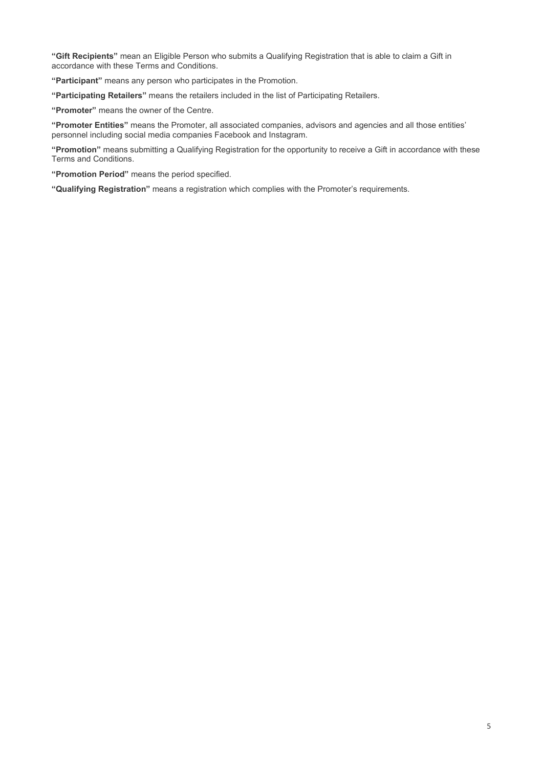**"Gift Recipients"** mean an Eligible Person who submits a Qualifying Registration that is able to claim a Gift in accordance with these Terms and Conditions.

**"Participant"** means any person who participates in the Promotion.

**"Participating Retailers"** means the retailers included in the list of Participating Retailers.

**"Promoter"** means the owner of the Centre.

**"Promoter Entities"** means the Promoter, all associated companies, advisors and agencies and all those entities' personnel including social media companies Facebook and Instagram.

**"Promotion"** means submitting a Qualifying Registration for the opportunity to receive a Gift in accordance with these Terms and Conditions.

**"Promotion Period"** means the period specified.

**"Qualifying Registration"** means a registration which complies with the Promoter's requirements.